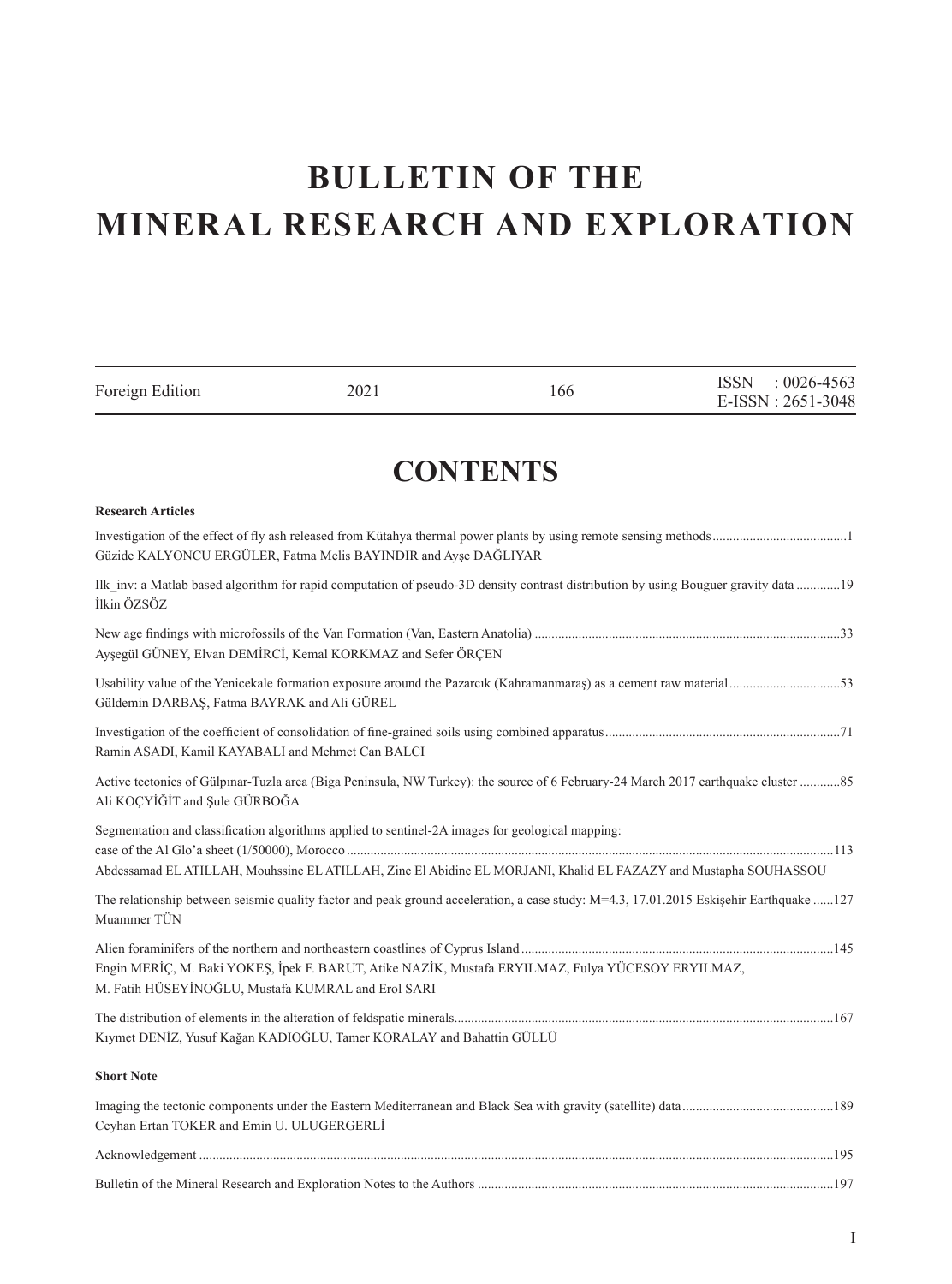# BULLETIN OF THE MINERAL RESEARCH AND EXPLORATION

| Foreign Edition | 2021 | 166 | ISSN : 0026-4563 E-ISSN : 2651-3048 |
|---|---|---|---|

## CONTENTS

**Research Articles**

Investigation of the effect of fly ash released from Kütahya thermal power plants by using remote sensing methods........................................1
Güzide KALYONCU ERGÜLER, Fatma Melis BAYINDIR and Ayşe DAĞLIYAR

Ilk_inv: a Matlab based algorithm for rapid computation of pseudo-3D density contrast distribution by using Bouguer gravity data .............19
İlkin ÖZSÖZ

New age findings with microfossils of the Van Formation (Van, Eastern Anatolia) ..........................................................................................33
Ayşegül GÜNEY, Elvan DEMİRCİ, Kemal KORKMAZ and Sefer ÖRÇEN

Usability value of the Yenicekale formation exposure around the Pazarcık (Kahramanmaraş) as a cement raw material.................................53
Güldemin DARBAŞ, Fatma BAYRAK and Ali GÜREL

Investigation of the coefficient of consolidation of fine-grained soils using combined apparatus.....................................................................71
Ramin ASADI, Kamil KAYABALI and Mehmet Can BALCI

Active tectonics of Gülpınar-Tuzla area (Biga Peninsula, NW Turkey): the source of 6 February-24 March 2017 earthquake cluster ............85
Ali KOÇYİĞİT and Şule GÜRBOĞA

Segmentation and classification algorithms applied to sentinel-2A images for geological mapping:
case of the Al Glo'a sheet (1/50000), Morocco ...............................................................................................................................................113
Abdessamad EL ATILLAH, Mouhssine EL ATILLAH, Zine El Abidine EL MORJANI, Khalid EL FAZAZY and Mustapha SOUHASSOU

The relationship between seismic quality factor and peak ground acceleration, a case study: M=4.3, 17.01.2015 Eskişehir Earthquake ......127
Muammer TÜN

Alien foraminifers of the northern and northeastern coastlines of Cyprus Island............................................................................................145
Engin MERİÇ, M. Baki YOKEŞ, İpek F. BARUT, Atike NAZİK, Mustafa ERYILMAZ, Fulya YÜCESOY ERYILMAZ,
M. Fatih HÜSEYİNOĞLU, Mustafa KUMRAL and Erol SARI

The distribution of elements in the alteration of feldspatic minerals...............................................................................................................167
Kıymet DENİZ, Yusuf Kağan KADIOĞLU, Tamer KORALAY and Bahattin GÜLLÜ

**Short Note**

Imaging the tectonic components under the Eastern Mediterranean and Black Sea with gravity (satellite) data.............................................189
Ceyhan Ertan TOKER and Emin U. ULUGERGERLİ

Acknowledgement ..........................................................................................................................................................................................195

Bulletin of the Mineral Research and Exploration Notes to the Authors .........................................................................................................197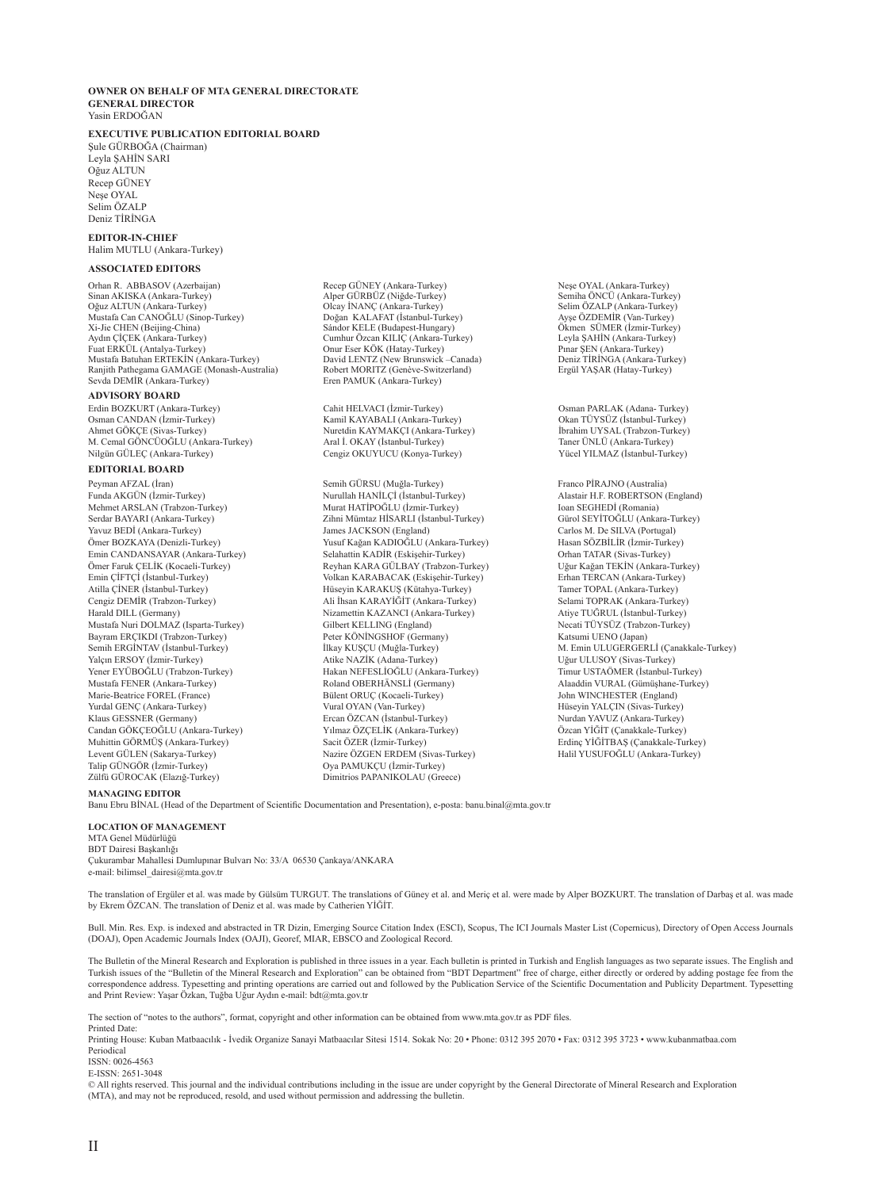**OWNER ON BEHALF OF MTA GENERAL DIRECTORATE**

**GENERAL DIRECTOR**

Yasin ERDOĞAN

**EXECUTIVE PUBLICATION EDITORIAL BOARD**

Şule GÜRBOĞA (Chairman)
Leyla ŞAHİN SARI
Oğuz ALTUN
Recep GÜNEY
Neşe OYAL
Selim ÖZALP
Deniz TİRİNGA

**EDITOR-IN-CHIEF**

Halim MUTLU (Ankara-Turkey)

**ASSOCIATED EDITORS**

Orhan R. ABBASOV (Azerbaijan)
Sinan AKISKA (Ankara-Turkey)
Oğuz ALTUN (Ankara-Turkey)
Mustafa Can CANOĞLU (Sinop-Turkey)
Xi-Jie CHEN (Beijing-China)
Aydın ÇİÇEK (Ankara-Turkey)
Fuat ERKÜL (Antalya-Turkey)
Mustafa Batuhan ERTEKİN (Ankara-Turkey)
Ranjith Pathegama GAMAGE (Monash-Australia)
Sevda DEMİR (Ankara-Turkey)
Recep GÜNEY (Ankara-Turkey)
Alper GÜRBÜZ (Niğde-Turkey)
Olcay İNANÇ (Ankara-Turkey)
Doğan KALAFAT (İstanbul-Turkey)
Sándor KELE (Budapest-Hungary)
Cumhur Özcan KILIÇ (Ankara-Turkey)
Onur Eser KÖK (Hatay-Turkey)
David LENTZ (New Brunswick –Canada)
Robert MORITZ (Genève-Switzerland)
Eren PAMUK (Ankara-Turkey)
Neşe OYAL (Ankara-Turkey)
Semiha ÖNCÜ (Ankara-Turkey)
Selim ÖZALP (Ankara-Turkey)
Ayşe ÖZDEMİR (Van-Turkey)
Ökmen SÜMER (İzmir-Turkey)
Leyla ŞAHİN (Ankara-Turkey)
Pınar ŞEN (Ankara-Turkey)
Deniz TİRİNGA (Ankara-Turkey)
Ergül YAŞAR (Hatay-Turkey)

**ADVISORY BOARD**

Erdin BOZKURT (Ankara-Turkey)
Osman CANDAN (İzmir-Turkey)
Ahmet GÖKÇE (Sivas-Turkey)
M. Cemal GÖNCÜOĞLU (Ankara-Turkey)
Nilgün GÜLEÇ (Ankara-Turkey)
Cahit HELVACI (İzmir-Turkey)
Kamil KAYABALI (Ankara-Turkey)
Nuretdin KAYMAKÇI (Ankara-Turkey)
Aral İ. OKAY (İstanbul-Turkey)
Cengiz OKUYUCU (Konya-Turkey)
Osman PARLAK (Adana- Turkey)
Okan TÜYSÜZ (İstanbul-Turkey)
İbrahim UYSAL (Trabzon-Turkey)
Taner ÜNLÜ (Ankara-Turkey)
Yücel YILMAZ (İstanbul-Turkey)

**EDITORIAL BOARD**

Peyman AFZAL (İran)
Funda AKGÜN (İzmir-Turkey)
Mehmet ARSLAN (Trabzon-Turkey)
Serdar BAYARI (Ankara-Turkey)
Yavuz BEDİ (Ankara-Turkey)
Ömer BOZKAYA (Denizli-Turkey)
Emin CANDANSAYAR (Ankara-Turkey)
Ömer Faruk ÇELİK (Kocaeli-Turkey)
Emin ÇİFTÇİ (İstanbul-Turkey)
Atilla ÇİNER (İstanbul-Turkey)
Cengiz DEMİR (Trabzon-Turkey)
Harald DILL (Germany)
Mustafa Nuri DOLMAZ (Isparta-Turkey)
Bayram ERÇIKDI (Trabzon-Turkey)
Semih ERGİNTAV (İstanbul-Turkey)
Yalçın ERSOY (İzmir-Turkey)
Yener EYÜBOĞLU (Trabzon-Turkey)
Mustafa FENER (Ankara-Turkey)
Marie-Beatrice FOREL (France)
Yurdal GENÇ (Ankara-Turkey)
Klaus GESSNER (Germany)
Candan GÖKÇEOĞLU (Ankara-Turkey)
Muhittin GÖRMÜŞ (Ankara-Turkey)
Levent GÜLEN (Sakarya-Turkey)
Talip GÜNGÖR (İzmir-Turkey)
Zülfü GÜROCAK (Elazığ-Turkey)
Semih GÜRSU (Muğla-Turkey)
Nurullah HANİLÇİ (İstanbul-Turkey)
Murat HATİPOĞLU (İzmir-Turkey)
Zihni Mümtaz HİSARLI (İstanbul-Turkey)
James JACKSON (England)
Yusuf Kağan KADIOĞLU (Ankara-Turkey)
Selahattin KADİR (Eskişehir-Turkey)
Reyhan KARA GÜLBAY (Trabzon-Turkey)
Volkan KARABACAK (Eskişehir-Turkey)
Hüseyin KARAKUŞ (Kütahya-Turkey)
Ali İhsan KARAYİĞİT (Ankara-Turkey)
Nizamettin KAZANCI (Ankara-Turkey)
Gilbert KELLING (England)
Peter KÖNİNGSHOF (Germany)
İlkay KUŞÇU (Muğla-Turkey)
Atike NAZİK (Adana-Turkey)
Hakan NEFESLİOĞLU (Ankara-Turkey)
Roland OBERHÄNSLİ (Germany)
Bülent ORUÇ (Kocaeli-Turkey)
Vural OYAN (Van-Turkey)
Ercan ÖZCAN (İstanbul-Turkey)
Yılmaz ÖZÇELİK (Ankara-Turkey)
Sacit ÖZER (İzmir-Turkey)
Nazire ÖZGEN ERDEM (Sivas-Turkey)
Oya PAMUKÇU (İzmir-Turkey)
Dimitrios PAPANIKOLAU (Greece)
Franco PİRAJNO (Australia)
Alastair H.F. ROBERTSON (England)
Ioan SEGHEDİ (Romania)
Gürol SEYİTOĞLU (Ankara-Turkey)
Carlos M. De SILVA (Portugal)
Hasan SÖZBİLİR (İzmir-Turkey)
Orhan TATAR (Sivas-Turkey)
Uğur Kağan TEKİN (Ankara-Turkey)
Erhan TERCAN (Ankara-Turkey)
Tamer TOPAL (Ankara-Turkey)
Selami TOPRAK (Ankara-Turkey)
Atiye TUĞRUL (İstanbul-Turkey)
Necati TÜYSÜZ (Trabzon-Turkey)
Katsumi UENO (Japan)
M. Emin ULUGERGERLİ (Çanakkale-Turkey)
Uğur ULUSOY (Sivas-Turkey)
Timur USTAÖMER (İstanbul-Turkey)
Alaaddin VURAL (Gümüşhane-Turkey)
John WINCHESTER (England)
Hüseyin YALÇIN (Sivas-Turkey)
Nurdan YAVUZ (Ankara-Turkey)
Özcan YİĞİT (Çanakkale-Turkey)
Erdinç YİĞİTBAŞ (Çanakkale-Turkey)
Halil YUSUFOĞLU (Ankara-Turkey)

**MANAGING EDITOR**

Banu Ebru BİNAL (Head of the Department of Scientific Documentation and Presentation), e-posta: banu.binal@mta.gov.tr

**LOCATION OF MANAGEMENT**

MTA Genel Müdürlüğü
BDT Dairesi Başkanlığı
Çukurambar Mahallesi Dumlupınar Bulvarı No: 33/A 06530 Çankaya/ANKARA
e-mail: bilimsel_dairesi@mta.gov.tr

The translation of Ergüler et al. was made by Gülsüm TURGUT. The translations of Güney et al. and Meriç et al. were made by Alper BOZKURT. The translation of Darbaş et al. was made by Ekrem ÖZCAN. The translation of Deniz et al. was made by Catherien YİĞİT.

Bull. Min. Res. Exp. is indexed and abstracted in TR Dizin, Emerging Source Citation Index (ESCI), Scopus, The ICI Journals Master List (Copernicus), Directory of Open Access Journals (DOAJ), Open Academic Journals Index (OAJI), Georef, MIAR, EBSCO and Zoological Record.

The Bulletin of the Mineral Research and Exploration is published in three issues in a year. Each bulletin is printed in Turkish and English languages as two separate issues. The English and Turkish issues of the "Bulletin of the Mineral Research and Exploration" can be obtained from "BDT Department" free of charge, either directly or ordered by adding postage fee from the correspondence address. Typesetting and printing operations are carried out and followed by the Publication Service of the Scientific Documentation and Publicity Department. Typesetting and Print Review: Yaşar Özkan, Tuğba Uğur Aydın e-mail: bdt@mta.gov.tr

The section of "notes to the authors", format, copyright and other information can be obtained from www.mta.gov.tr as PDF files.
Printed Date:
Printing House: Kuban Matbaacılık - İvedik Organize Sanayi Matbaacılar Sitesi 1514. Sokak No: 20 • Phone: 0312 395 2070 • Fax: 0312 395 3723 • www.kubanmatbaa.com
Periodical
ISSN: 0026-4563
E-ISSN: 2651-3048
© All rights reserved. This journal and the individual contributions including in the issue are under copyright by the General Directorate of Mineral Research and Exploration (MTA), and may not be reproduced, resold, and used without permission and addressing the bulletin.